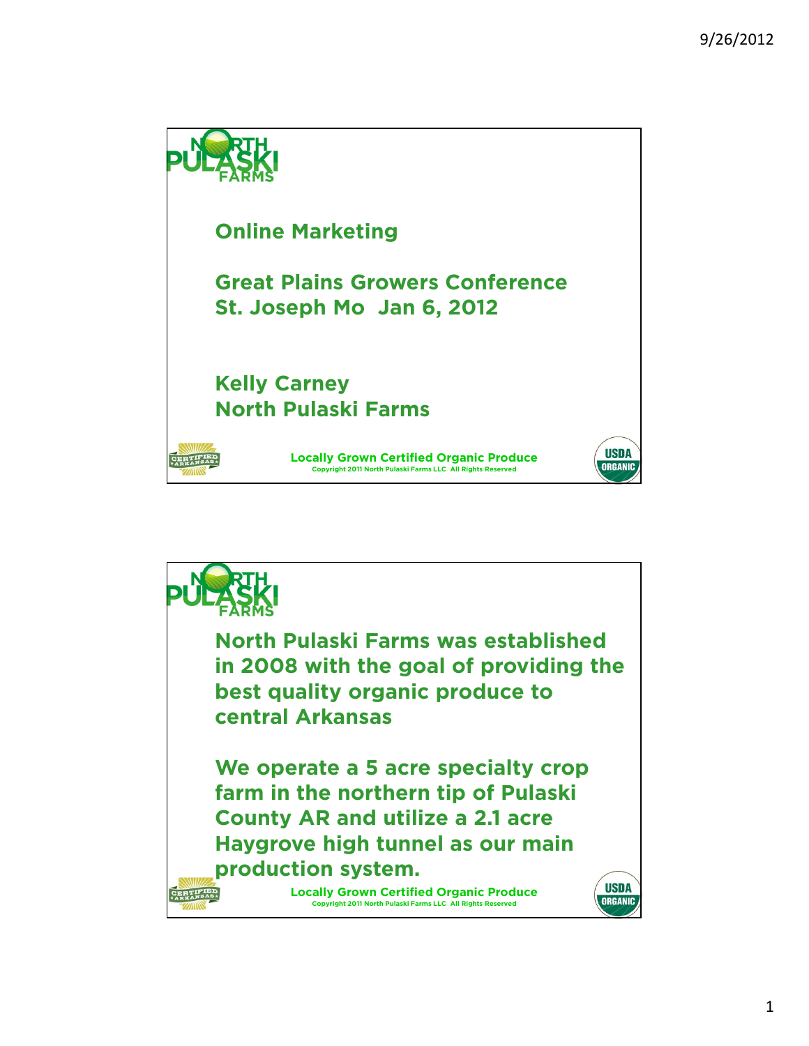## Online Marketing

**Great Plains Growers Conference**
**St. Joseph Mo Jan 6, 2012**

**Kelly Carney**
**North Pulaski Farms**

Locally Grown Certified Organic Produce
Copyright 2011 North Pulaski Farms LLC All Rights Reserved

---

**North Pulaski Farms was established in 2008 with the goal of providing the best quality organic produce to central Arkansas**

**We operate a 5 acre specialty crop farm in the northern tip of Pulaski County AR and utilize a 2.1 acre Haygrove high tunnel as our main production system.**

Locally Grown Certified Organic Produce
Copyright 2011 North Pulaski Farms LLC All Rights Reserved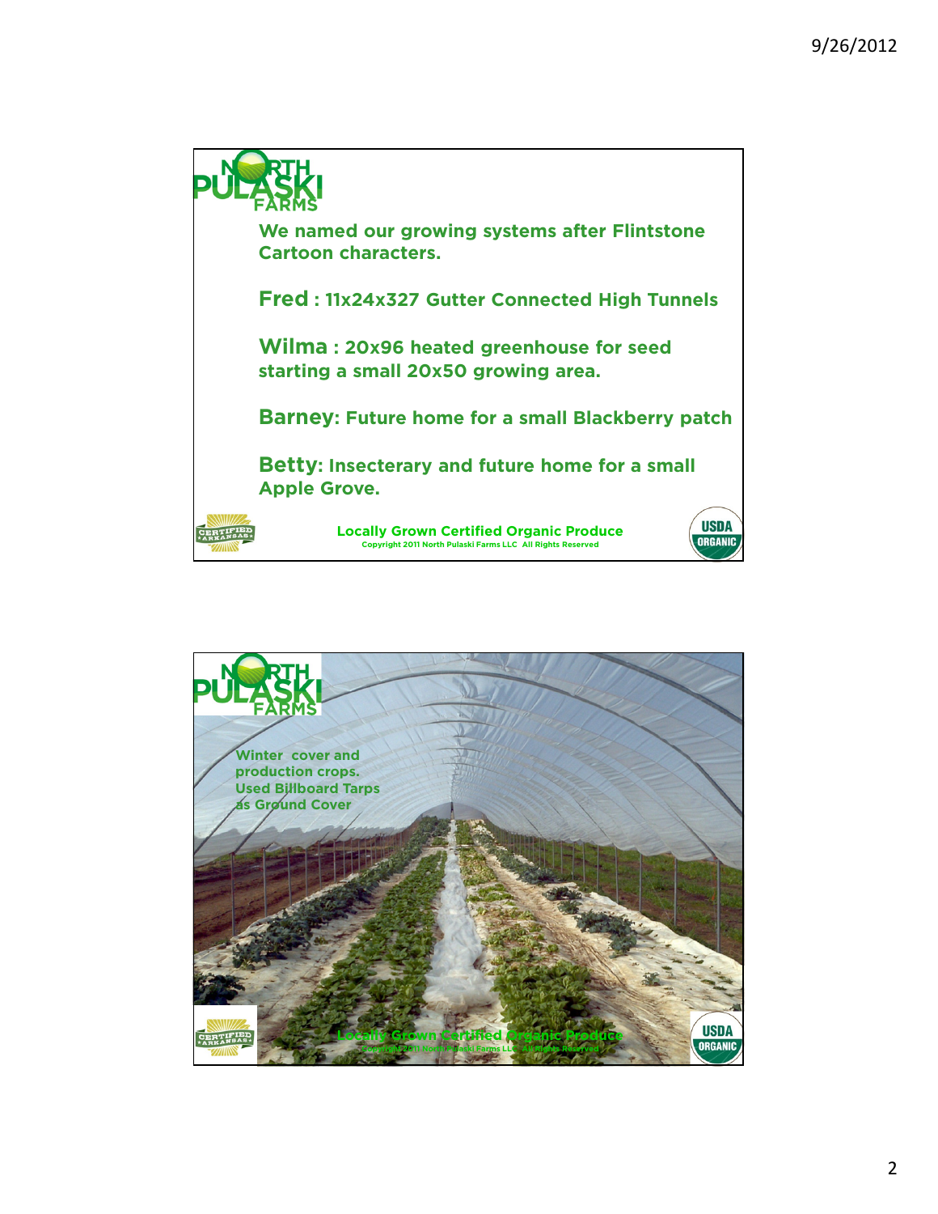NORTH PULASKI FARMS

We named our growing systems after Flintstone Cartoon characters.

**Fred** : 11x24x327 Gutter Connected High Tunnels

**Wilma** : 20x96 heated greenhouse for seed starting a small 20x50 growing area.

**Barney**: Future home for a small Blackberry patch

**Betty**: Insecterary and future home for a small Apple Grove.

Locally Grown Certified Organic Produce

Copyright 2011 North Pulaski Farms LLC All Rights Reserved

---

NORTH PULASKI FARMS

Winter cover and production crops.
Used Billboard Tarps as Ground Cover

Locally Grown Certified Organic Produce

Copyright 2011 North Pulaski Farms LLC All Rights Reserved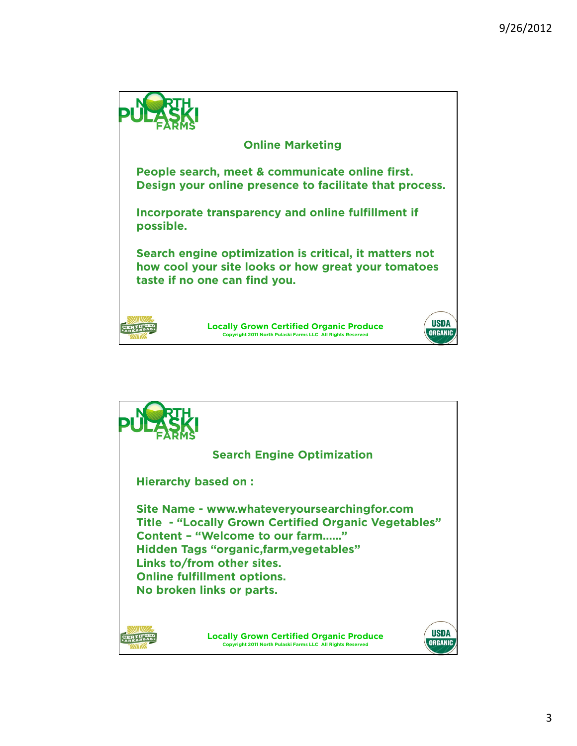## Online Marketing

**People search, meet & communicate online first. Design your online presence to facilitate that process.**

**Incorporate transparency and online fulfillment if possible.**

**Search engine optimization is critical, it matters not how cool your site looks or how great your tomatoes taste if no one can find you.**

**Locally Grown Certified Organic Produce**

Copyright 2011 North Pulaski Farms LLC All Rights Reserved

## Search Engine Optimization

**Hierarchy based on :**

**Site Name - www.whateveryoursearchingfor.com**
**Title - "Locally Grown Certified Organic Vegetables"**
**Content – "Welcome to our farm……"**
**Hidden Tags "organic,farm,vegetables"**
**Links to/from other sites.**
**Online fulfillment options.**
**No broken links or parts.**

**Locally Grown Certified Organic Produce**

Copyright 2011 North Pulaski Farms LLC All Rights Reserved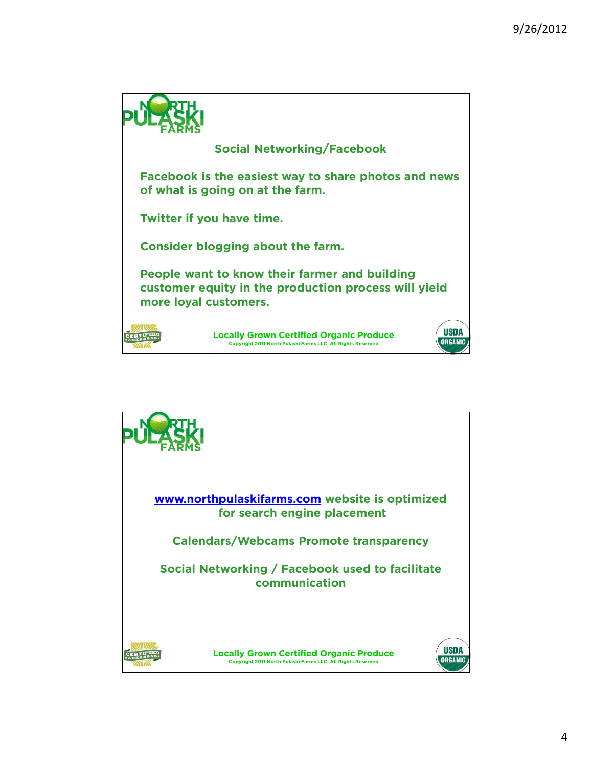## Social Networking/Facebook

Facebook is the easiest way to share photos and news of what is going on at the farm.

Twitter if you have time.

Consider blogging about the farm.

People want to know their farmer and building customer equity in the production process will yield more loyal customers.

Locally Grown Certified Organic Produce

Copyright 2011 North Pulaski Farms LLC All Rights Reserved

---

www.northpulaskifarms.com website is optimized for search engine placement

Calendars/Webcams Promote transparency

Social Networking / Facebook used to facilitate communication

Locally Grown Certified Organic Produce

Copyright 2011 North Pulaski Farms LLC All Rights Reserved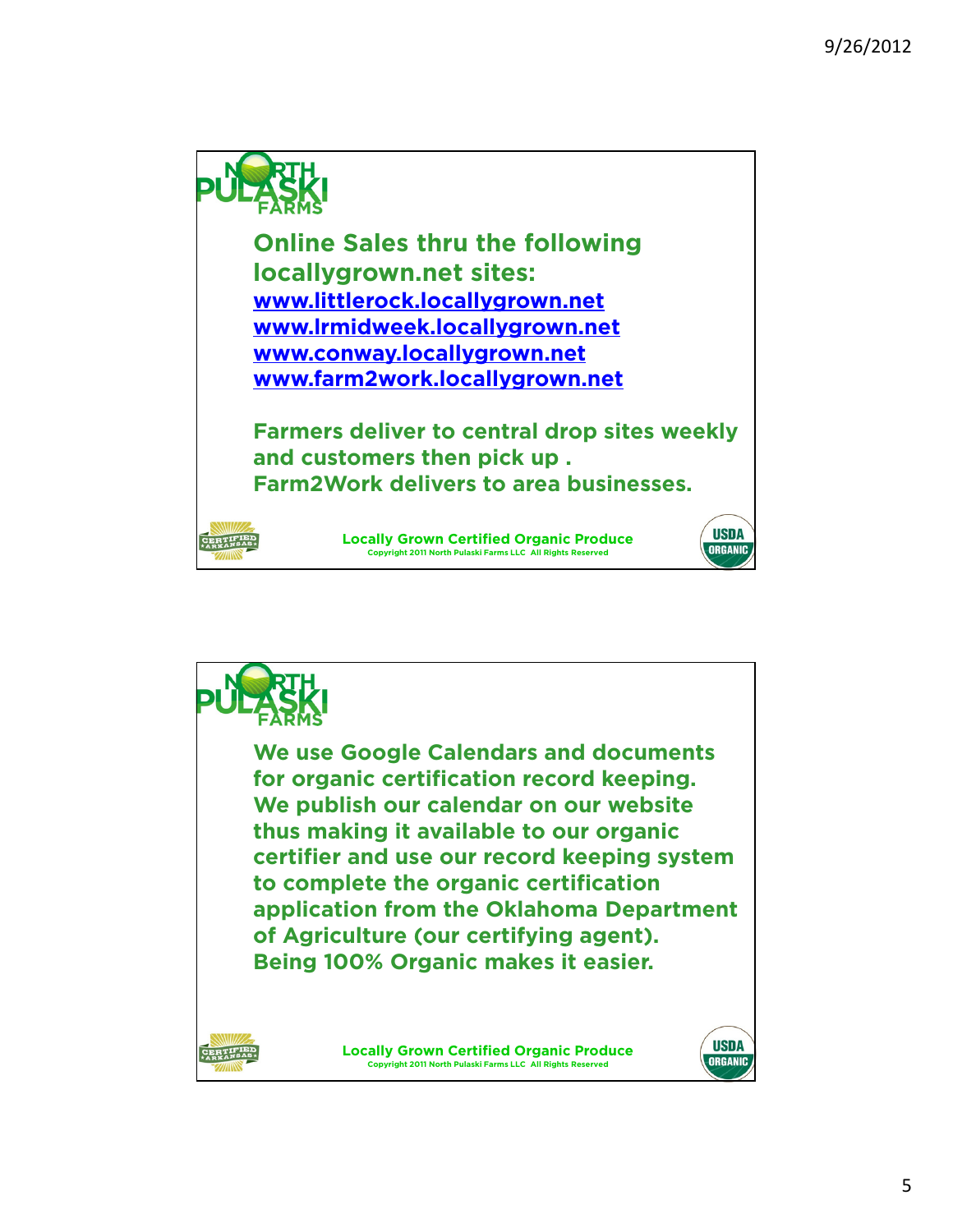**Online Sales thru the following locallygrown.net sites:**
**www.littlerock.locallygrown.net**
**www.lrmidweek.locallygrown.net**
**www.conway.locallygrown.net**
**www.farm2work.locallygrown.net**

**Farmers deliver to central drop sites weekly and customers then pick up .**
**Farm2Work delivers to area businesses.**

**Locally Grown Certified Organic Produce**
Copyright 2011 North Pulaski Farms LLC All Rights Reserved

---

**We use Google Calendars and documents for organic certification record keeping. We publish our calendar on our website thus making it available to our organic certifier and use our record keeping system to complete the organic certification application from the Oklahoma Department of Agriculture (our certifying agent). Being 100% Organic makes it easier.**

**Locally Grown Certified Organic Produce**
Copyright 2011 North Pulaski Farms LLC All Rights Reserved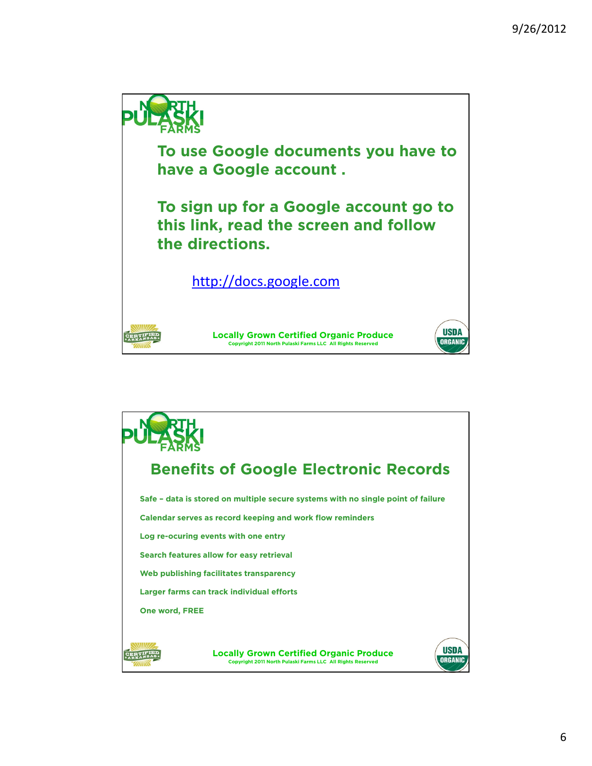To use Google documents you have to have a Google account .

To sign up for a Google account go to this link, read the screen and follow the directions.

http://docs.google.com

Locally Grown Certified Organic Produce
Copyright 2011 North Pulaski Farms LLC All Rights Reserved

## Benefits of Google Electronic Records

Safe – data is stored on multiple secure systems with no single point of failure

Calendar serves as record keeping and work flow reminders

Log re-ocuring events with one entry

Search features allow for easy retrieval

Web publishing facilitates transparency

Larger farms can track individual efforts

One word, FREE

Locally Grown Certified Organic Produce
Copyright 2011 North Pulaski Farms LLC All Rights Reserved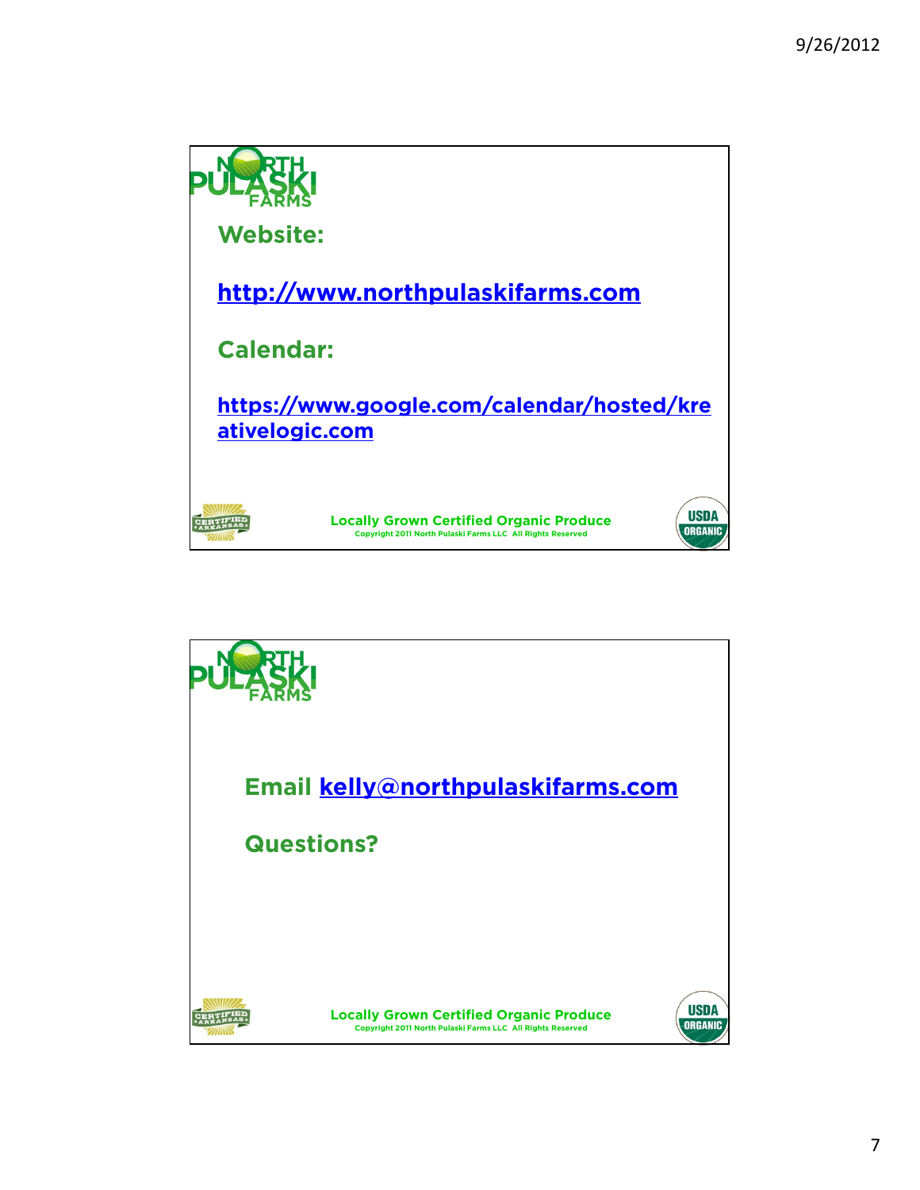NORTH PULASKI FARMS

**Website:**

**http://www.northpulaskifarms.com**

**Calendar:**

**https://www.google.com/calendar/hosted/kreativelogic.com**

CERTIFIED ARKANSAS

**Locally Grown Certified Organic Produce**

Copyright 2011 North Pulaski Farms LLC All Rights Reserved

USDA ORGANIC

NORTH PULASKI FARMS

**Email kelly@northpulaskifarms.com**

**Questions?**

CERTIFIED ARKANSAS

**Locally Grown Certified Organic Produce**

Copyright 2011 North Pulaski Farms LLC All Rights Reserved

USDA ORGANIC